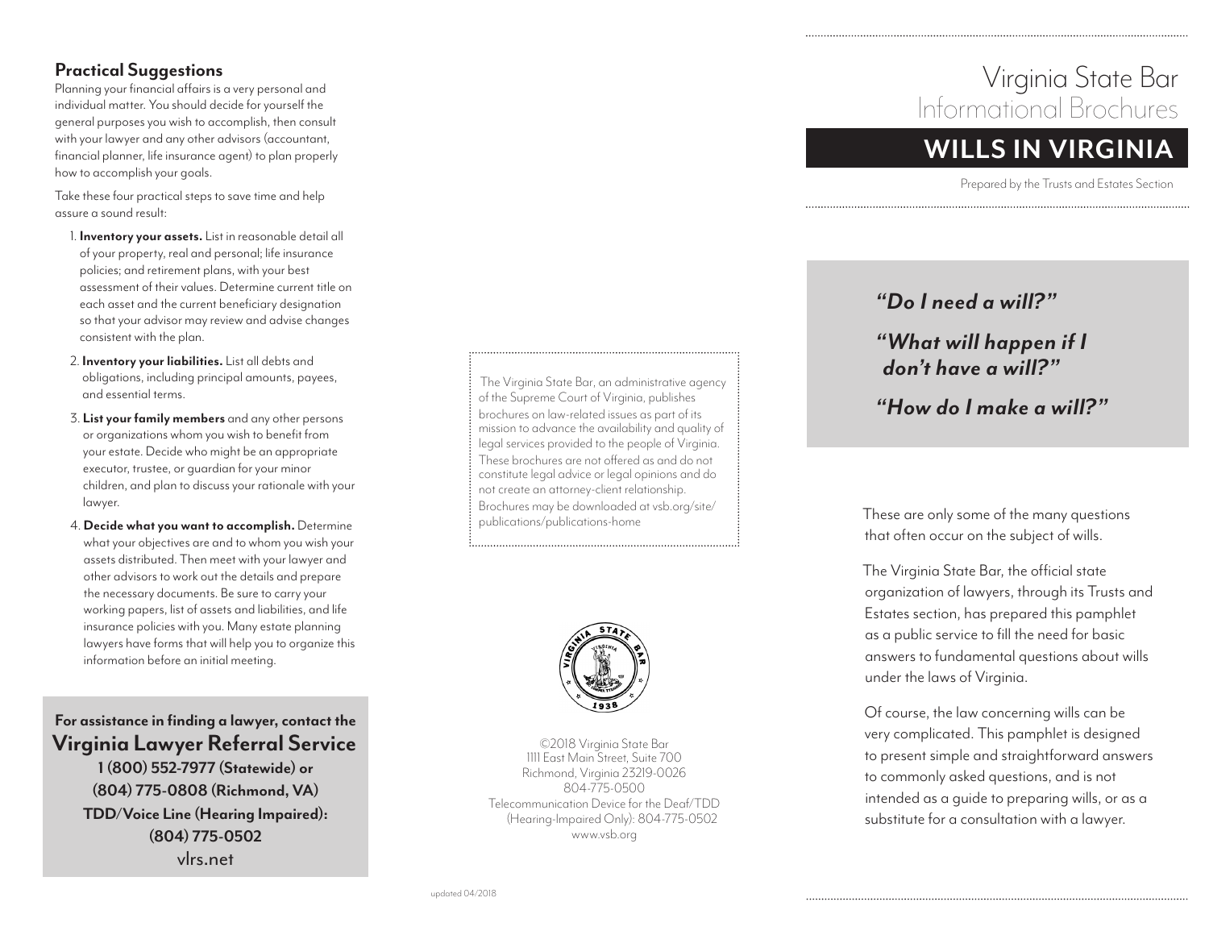## Practical Suggestions

Planning your financial affairs is a very personal and individual matter. You should decide for yourself the general purposes you wish to accomplish, then consult with your lawyer and any other advisors (accountant, financial planner, life insurance agent) to plan properly how to accomplish your goals.

Take these four practical steps to save time and help assure a sound result:

1. **Inventory your assets.** List in reasonable detail all of your property, real and personal; life insurance policies; and retirement plans, with your best assessment of their values. Determine current title on each asset and the current beneficiary designation so that your advisor may review and advise changes consistent with the plan.
2. **Inventory your liabilities.** List all debts and obligations, including principal amounts, payees, and essential terms.
3. **List your family members** and any other persons or organizations whom you wish to benefit from your estate. Decide who might be an appropriate executor, trustee, or guardian for your minor children, and plan to discuss your rationale with your lawyer.
4. **Decide what you want to accomplish.** Determine what your objectives are and to whom you wish your assets distributed. Then meet with your lawyer and other advisors to work out the details and prepare the necessary documents. Be sure to carry your working papers, list of assets and liabilities, and life insurance policies with you. Many estate planning lawyers have forms that will help you to organize this information before an initial meeting.

**For assistance in finding a lawyer, contact the**
**Virginia Lawyer Referral Service**
**1 (800) 552-7977 (Statewide) or**
**(804) 775-0808 (Richmond, VA)**
**TDD/Voice Line (Hearing Impaired):**
**(804) 775-0502**
vlrs.net

The Virginia State Bar, an administrative agency of the Supreme Court of Virginia, publishes brochures on law-related issues as part of its mission to advance the availability and quality of legal services provided to the people of Virginia. These brochures are not offered as and do not constitute legal advice or legal opinions and do not create an attorney-client relationship. Brochures may be downloaded at vsb.org/site/publications/publications-home

©2018 Virginia State Bar
1111 East Main Street, Suite 700
Richmond, Virginia 23219-0026
804-775-0500
Telecommunication Device for the Deaf/TDD (Hearing-Impaired Only): 804-775-0502
www.vsb.org

updated 04/2018

# Virginia State Bar
## Informational Brochures

# WILLS IN VIRGINIA

Prepared by the Trusts and Estates Section

***"Do I need a will?"***

***"What will happen if I don't have a will?"***

***"How do I make a will?"***

These are only some of the many questions that often occur on the subject of wills.

The Virginia State Bar, the official state organization of lawyers, through its Trusts and Estates section, has prepared this pamphlet as a public service to fill the need for basic answers to fundamental questions about wills under the laws of Virginia.

Of course, the law concerning wills can be very complicated. This pamphlet is designed to present simple and straightforward answers to commonly asked questions, and is not intended as a guide to preparing wills, or as a substitute for a consultation with a lawyer.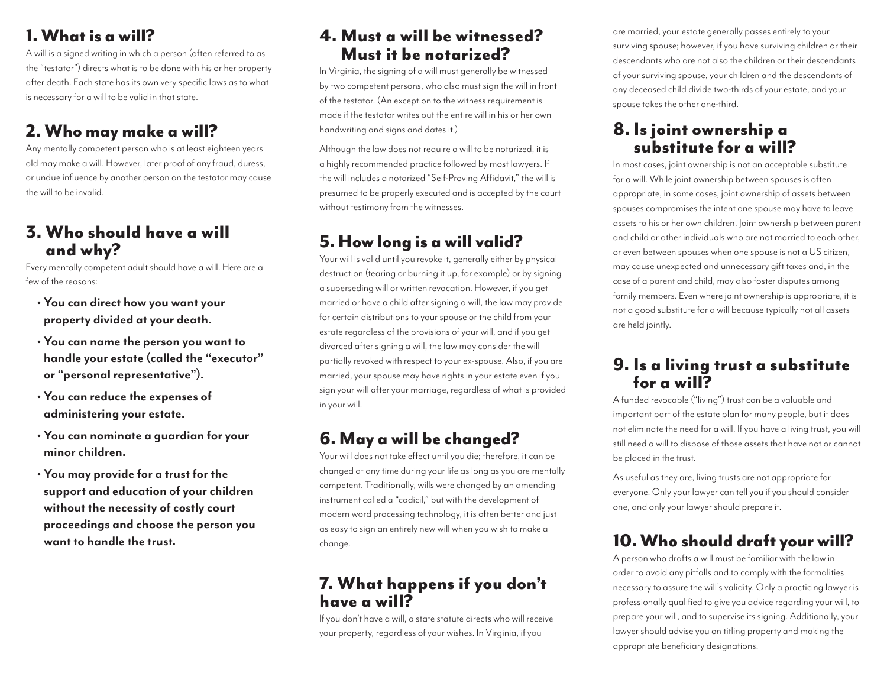## 1. What is a will?

A will is a signed writing in which a person (often referred to as the "testator") directs what is to be done with his or her property after death. Each state has its own very specific laws as to what is necessary for a will to be valid in that state.

## 2. Who may make a will?

Any mentally competent person who is at least eighteen years old may make a will. However, later proof of any fraud, duress, or undue influence by another person on the testator may cause the will to be invalid.

## 3. Who should have a will and why?

Every mentally competent adult should have a will. Here are a few of the reasons:

- **You can direct how you want your property divided at your death.**
- **You can name the person you want to handle your estate (called the "executor" or "personal representative").**
- **You can reduce the expenses of administering your estate.**
- **You can nominate a guardian for your minor children.**
- **You may provide for a trust for the support and education of your children without the necessity of costly court proceedings and choose the person you want to handle the trust.**

## 4. Must a will be witnessed? Must it be notarized?

In Virginia, the signing of a will must generally be witnessed by two competent persons, who also must sign the will in front of the testator. (An exception to the witness requirement is made if the testator writes out the entire will in his or her own handwriting and signs and dates it.)

Although the law does not require a will to be notarized, it is a highly recommended practice followed by most lawyers. If the will includes a notarized "Self-Proving Affidavit," the will is presumed to be properly executed and is accepted by the court without testimony from the witnesses.

## 5. How long is a will valid?

Your will is valid until you revoke it, generally either by physical destruction (tearing or burning it up, for example) or by signing a superseding will or written revocation. However, if you get married or have a child after signing a will, the law may provide for certain distributions to your spouse or the child from your estate regardless of the provisions of your will, and if you get divorced after signing a will, the law may consider the will partially revoked with respect to your ex-spouse. Also, if you are married, your spouse may have rights in your estate even if you sign your will after your marriage, regardless of what is provided in your will.

## 6. May a will be changed?

Your will does not take effect until you die; therefore, it can be changed at any time during your life as long as you are mentally competent. Traditionally, wills were changed by an amending instrument called a "codicil," but with the development of modern word processing technology, it is often better and just as easy to sign an entirely new will when you wish to make a change.

## 7. What happens if you don't have a will?

If you don't have a will, a state statute directs who will receive your property, regardless of your wishes. In Virginia, if you are married, your estate generally passes entirely to your surviving spouse; however, if you have surviving children or their descendants who are not also the children or their descendants of your surviving spouse, your children and the descendants of any deceased child divide two-thirds of your estate, and your spouse takes the other one-third.

## 8. Is joint ownership a substitute for a will?

In most cases, joint ownership is not an acceptable substitute for a will. While joint ownership between spouses is often appropriate, in some cases, joint ownership of assets between spouses compromises the intent one spouse may have to leave assets to his or her own children. Joint ownership between parent and child or other individuals who are not married to each other, or even between spouses when one spouse is not a US citizen, may cause unexpected and unnecessary gift taxes and, in the case of a parent and child, may also foster disputes among family members. Even where joint ownership is appropriate, it is not a good substitute for a will because typically not all assets are held jointly.

## 9. Is a living trust a substitute for a will?

A funded revocable ("living") trust can be a valuable and important part of the estate plan for many people, but it does not eliminate the need for a will. If you have a living trust, you will still need a will to dispose of those assets that have not or cannot be placed in the trust.

As useful as they are, living trusts are not appropriate for everyone. Only your lawyer can tell you if you should consider one, and only your lawyer should prepare it.

## 10. Who should draft your will?

A person who drafts a will must be familiar with the law in order to avoid any pitfalls and to comply with the formalities necessary to assure the will's validity. Only a practicing lawyer is professionally qualified to give you advice regarding your will, to prepare your will, and to supervise its signing. Additionally, your lawyer should advise you on titling property and making the appropriate beneficiary designations.